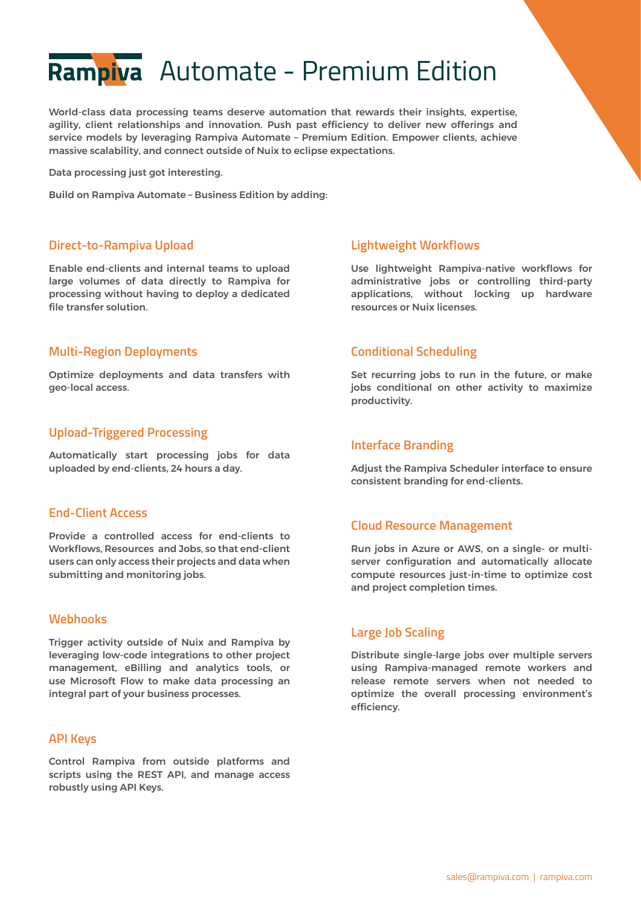# Rampiva Automate - Premium Edition

World-class data processing teams deserve automation that rewards their insights, expertise, agility, client relationships and innovation. Push past efficiency to deliver new offerings and service models by leveraging Rampiva Automate – Premium Edition. Empower clients, achieve massive scalability, and connect outside of Nuix to eclipse expectations.

Data processing just got interesting.

Build on Rampiva Automate – Business Edition by adding:

## Direct-to-Rampiva Upload

Enable end-clients and internal teams to upload large volumes of data directly to Rampiva for processing without having to deploy a dedicated file transfer solution.

## Multi-Region Deployments

Optimize deployments and data transfers with geo-local access.

## Upload-Triggered Processing

Automatically start processing jobs for data uploaded by end-clients, 24 hours a day.

## End-Client Access

Provide a controlled access for end-clients to Workflows, Resources and Jobs, so that end-client users can only access their projects and data when submitting and monitoring jobs.

## Webhooks

Trigger activity outside of Nuix and Rampiva by leveraging low-code integrations to other project management, eBilling and analytics tools, or use Microsoft Flow to make data processing an integral part of your business processes.

## API Keys

Control Rampiva from outside platforms and scripts using the REST API, and manage access robustly using API Keys.

## Lightweight Workflows

Use lightweight Rampiva-native workflows for administrative jobs or controlling third-party applications, without locking up hardware resources or Nuix licenses.

## Conditional Scheduling

Set recurring jobs to run in the future, or make jobs conditional on other activity to maximize productivity.

## Interface Branding

Adjust the Rampiva Scheduler interface to ensure consistent branding for end-clients.

## Cloud Resource Management

Run jobs in Azure or AWS, on a single- or multi-server configuration and automatically allocate compute resources just-in-time to optimize cost and project completion times.

## Large Job Scaling

Distribute single-large jobs over multiple servers using Rampiva-managed remote workers and release remote servers when not needed to optimize the overall processing environment's efficiency.

sales@rampiva.com | rampiva.com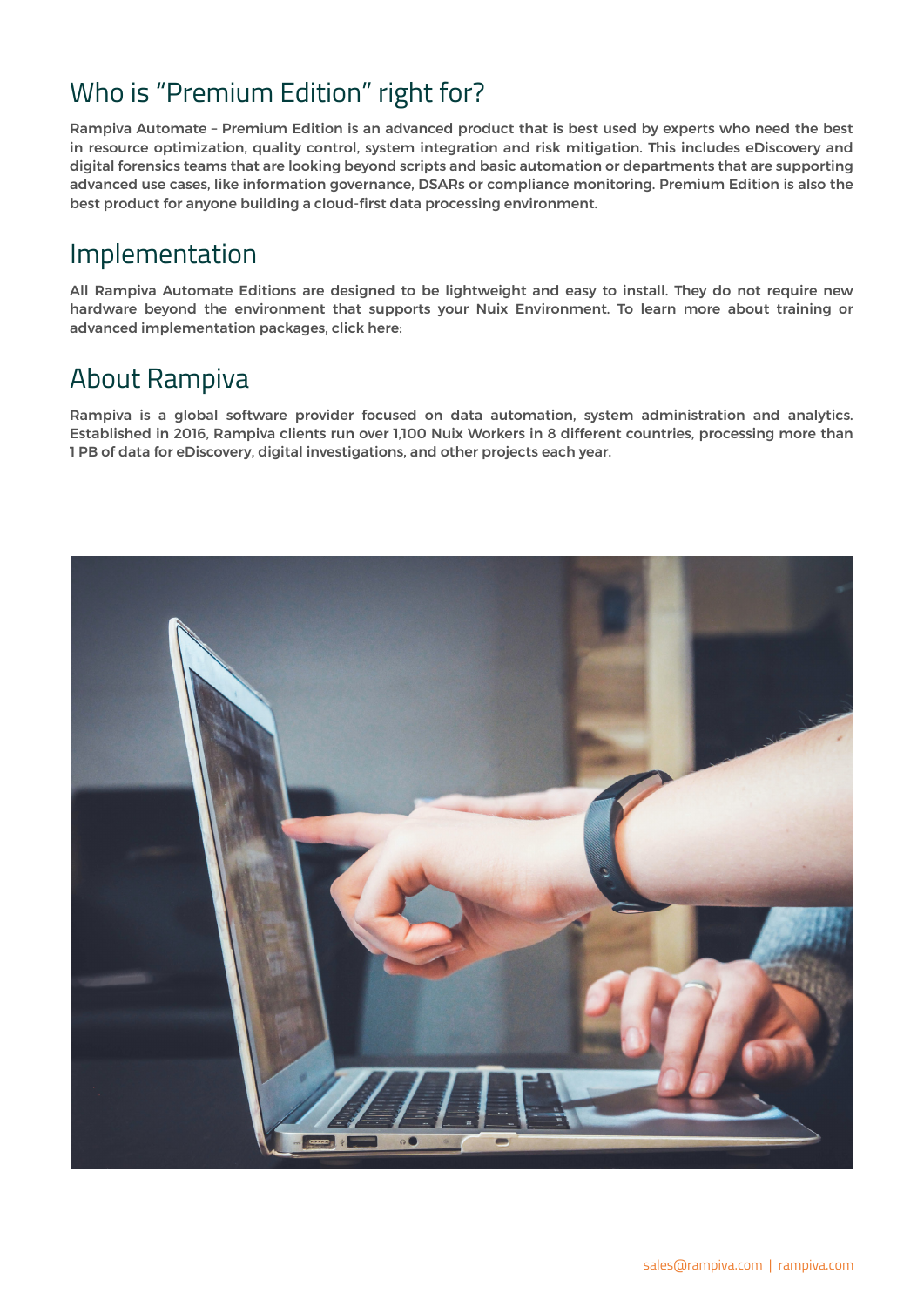## Who is “Premium Edition” right for?

Rampiva Automate – Premium Edition is an advanced product that is best used by experts who need the best in resource optimization, quality control, system integration and risk mitigation. This includes eDiscovery and digital forensics teams that are looking beyond scripts and basic automation or departments that are supporting advanced use cases, like information governance, DSARs or compliance monitoring. Premium Edition is also the best product for anyone building a cloud-first data processing environment.

## Implementation

All Rampiva Automate Editions are designed to be lightweight and easy to install. They do not require new hardware beyond the environment that supports your Nuix Environment. To learn more about training or advanced implementation packages, click here:

## About Rampiva

Rampiva is a global software provider focused on data automation, system administration and analytics. Established in 2016, Rampiva clients run over 1,100 Nuix Workers in 8 different countries, processing more than 1 PB of data for eDiscovery, digital investigations, and other projects each year.

sales@rampiva.com | rampiva.com